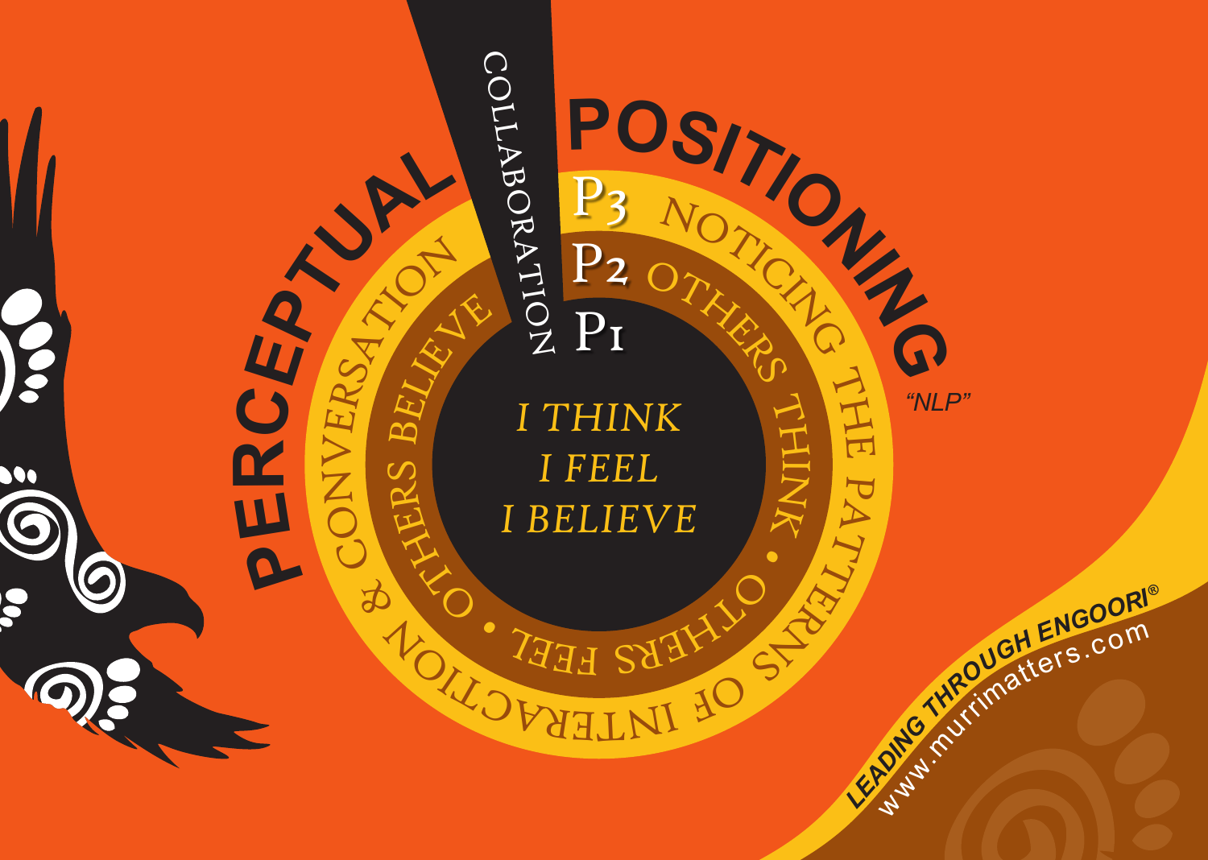# PERCEPTUAL POSITIONING

"NLP"

COLLABORATION

P3 NOTICING THE PATTERNS OF INTERACTION & CONVERSATION

P2 OTHERS THINK • OTHERS FEEL • OTHERS BELIEVE

P1

*I THINK*
*I FEEL*
*I BELIEVE*

**LEADING THROUGH ENGOORI®**

www.murrimatters.com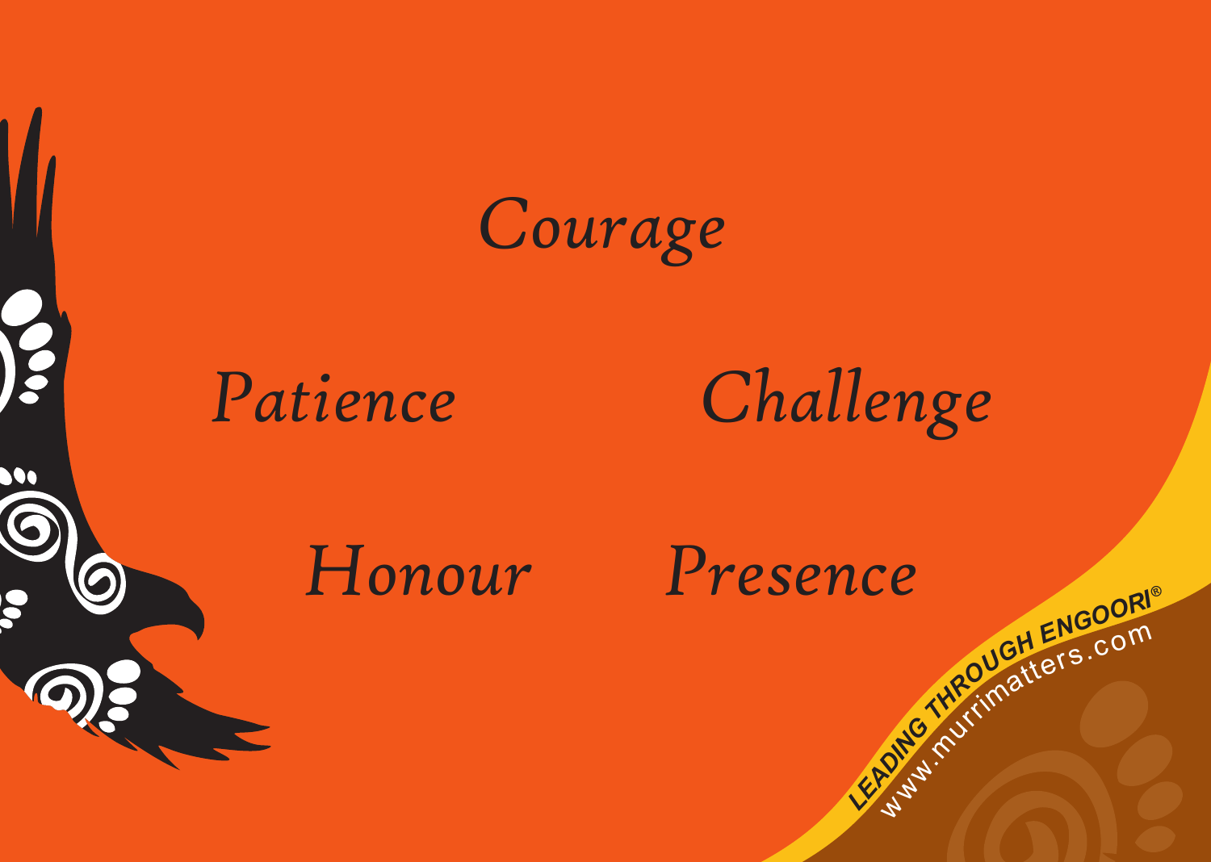*Courage*

*Patience*

*Challenge*

*Honour*

*Presence*

LEADING THROUGH ENGOORI®

www.murrimatters.com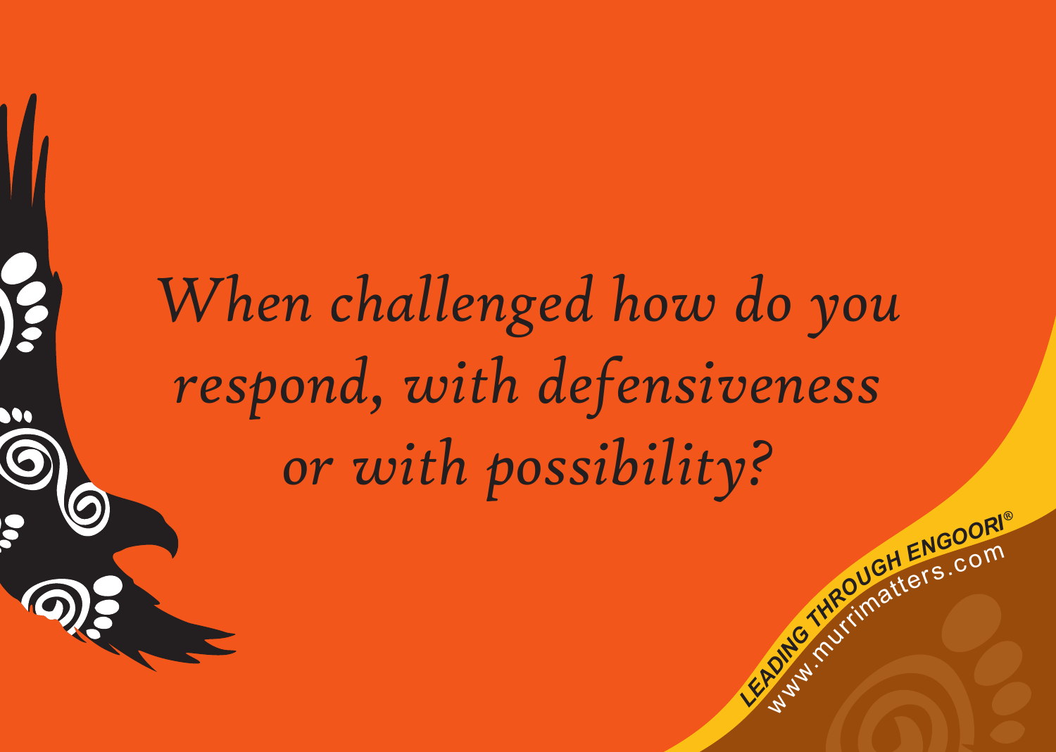*When challenged how do you respond, with defensiveness or with possibility?*

LEADING THROUGH ENGOORI®
www.murrimatters.com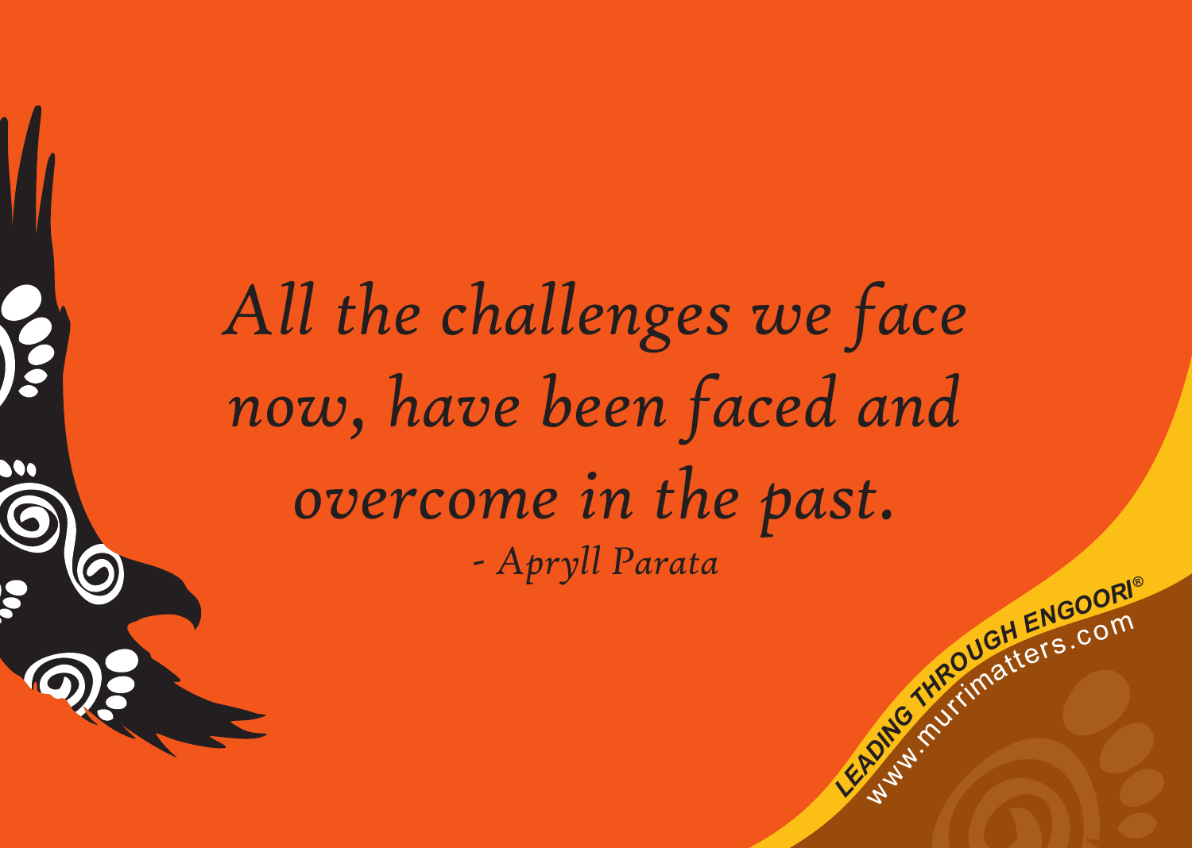*All the challenges we face now, have been faced and overcome in the past.*

*- Apryll Parata*

LEADING THROUGH ENGOORI®

www.murrimatters.com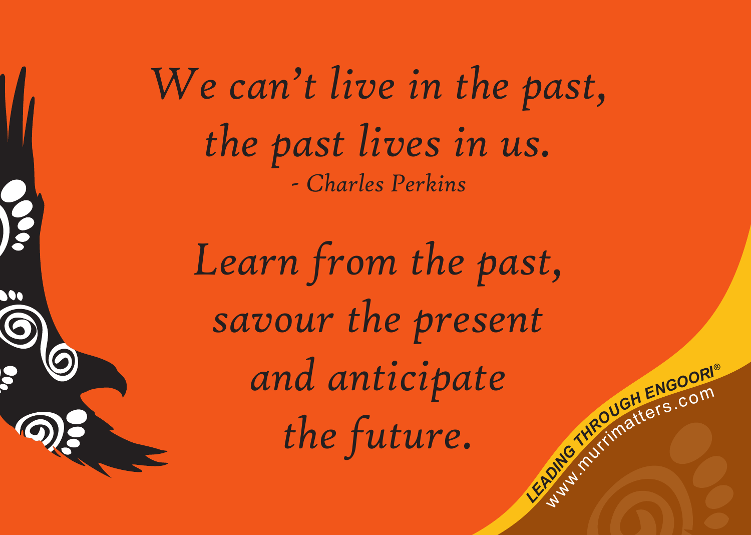*We can't live in the past,*
*the past lives in us.*
*- Charles Perkins*

*Learn from the past,*
*savour the present*
*and anticipate*
*the future.*

**LEADING THROUGH ENGOORI®**
www.murrimatters.com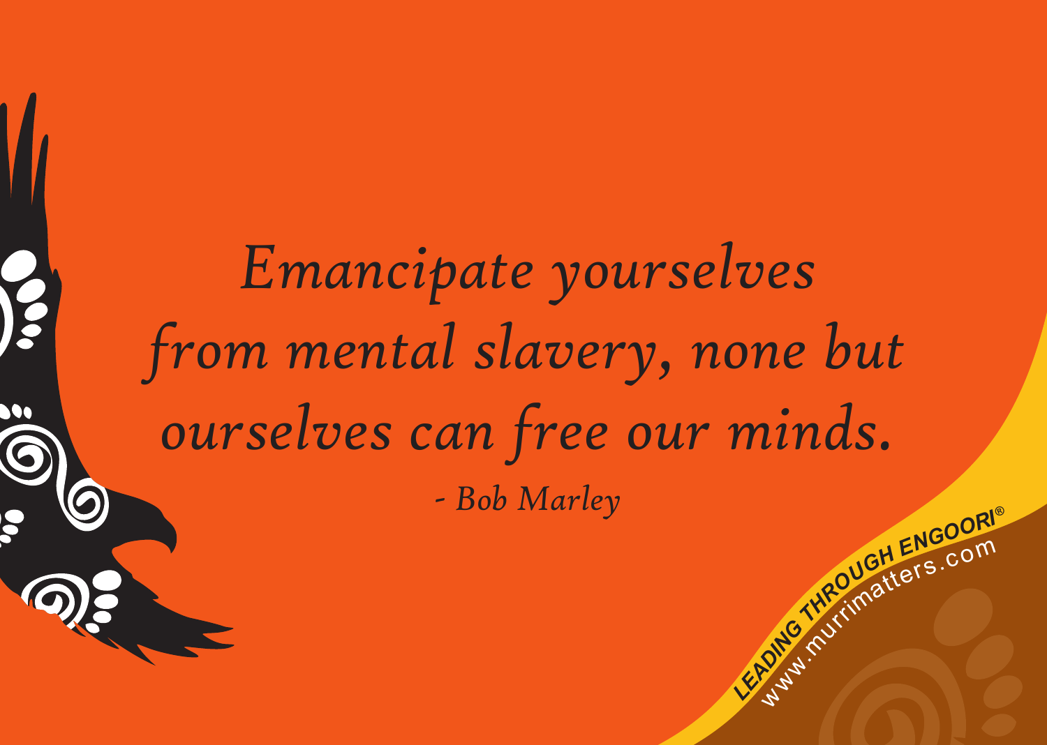*Emancipate yourselves from mental slavery, none but ourselves can free our minds.*

*- Bob Marley*

LEADING THROUGH ENGOORI®

www.murrimatters.com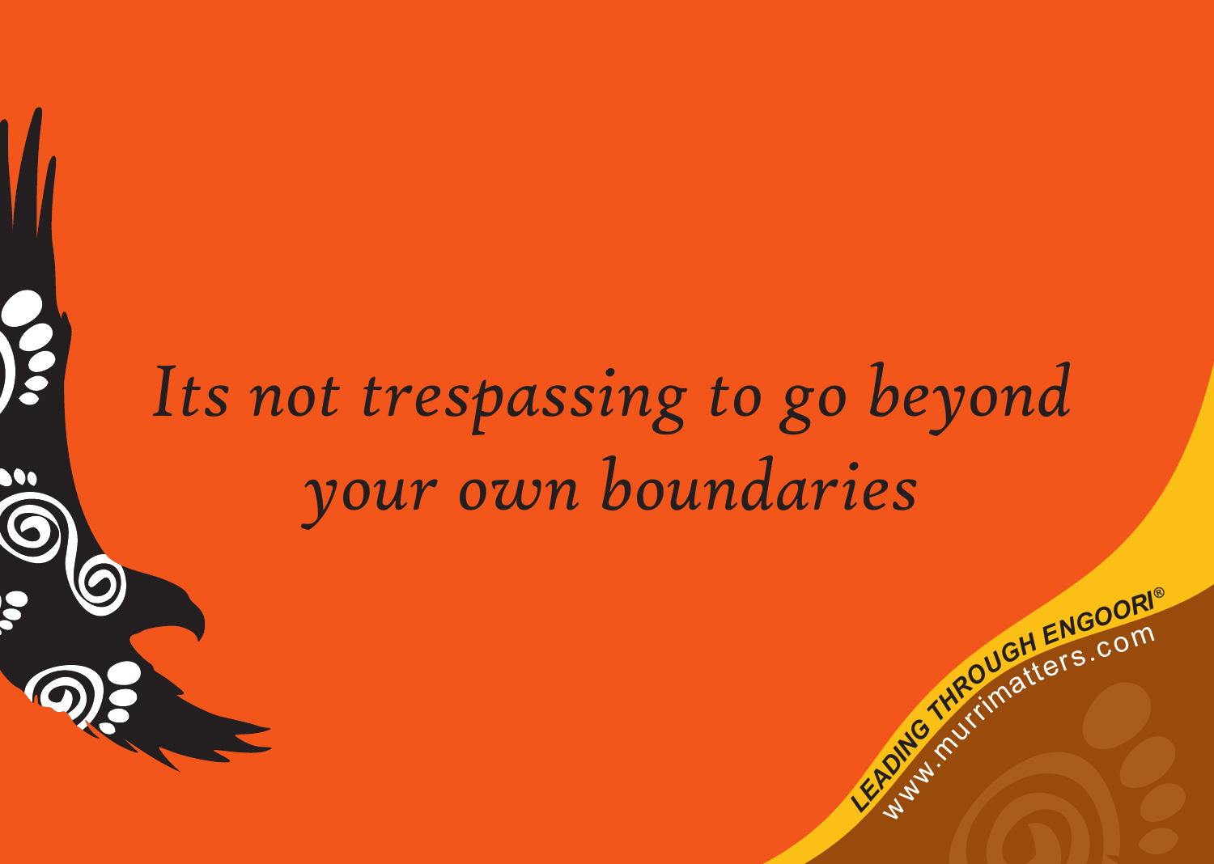*Its not trespassing to go beyond your own boundaries*

LEADING THROUGH ENGOORI®

www.murrimatters.com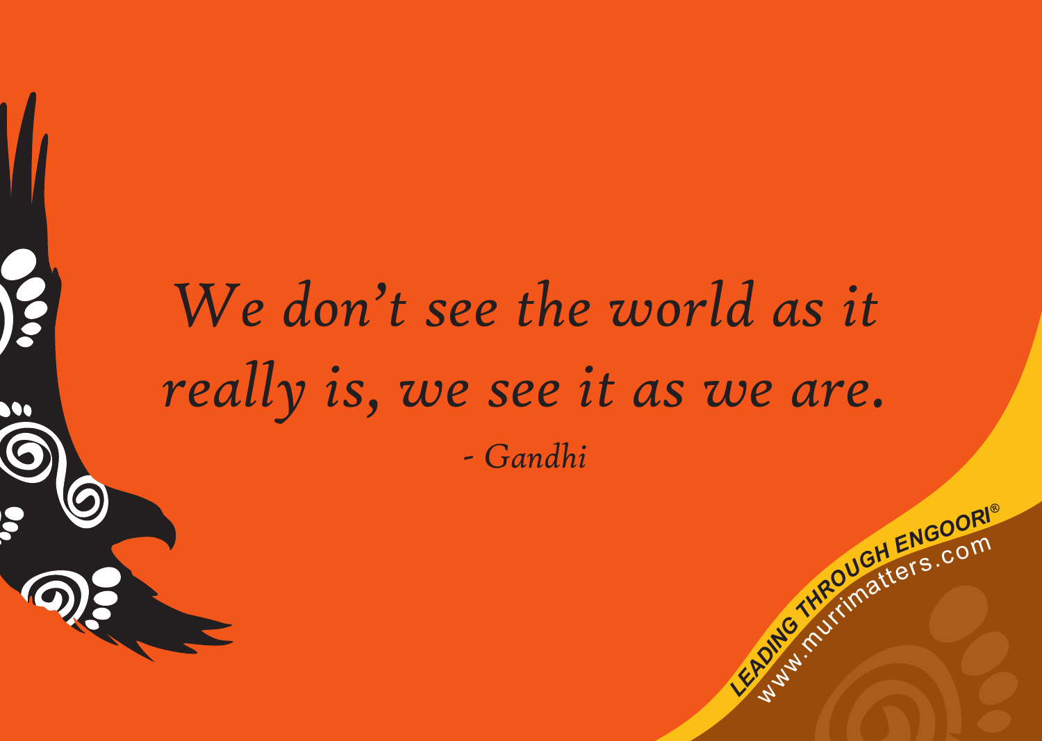*We don't see the world as it really is, we see it as we are.*

*- Gandhi*

LEADING THROUGH ENGOORI®

www.murrimatters.com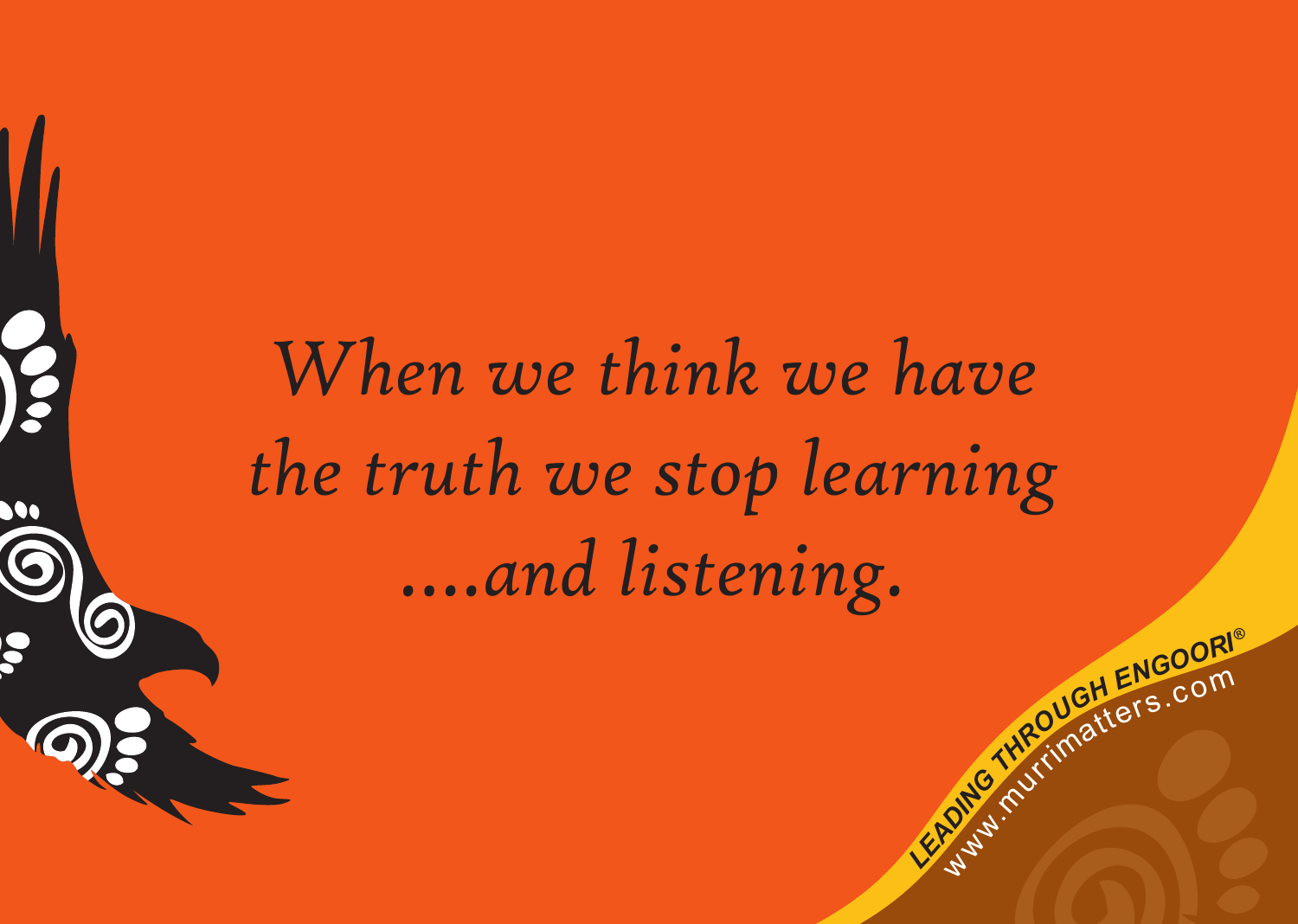*When we think we have the truth we stop learning ....and listening.*

**LEADING THROUGH ENGOORI®**
www.murrimatters.com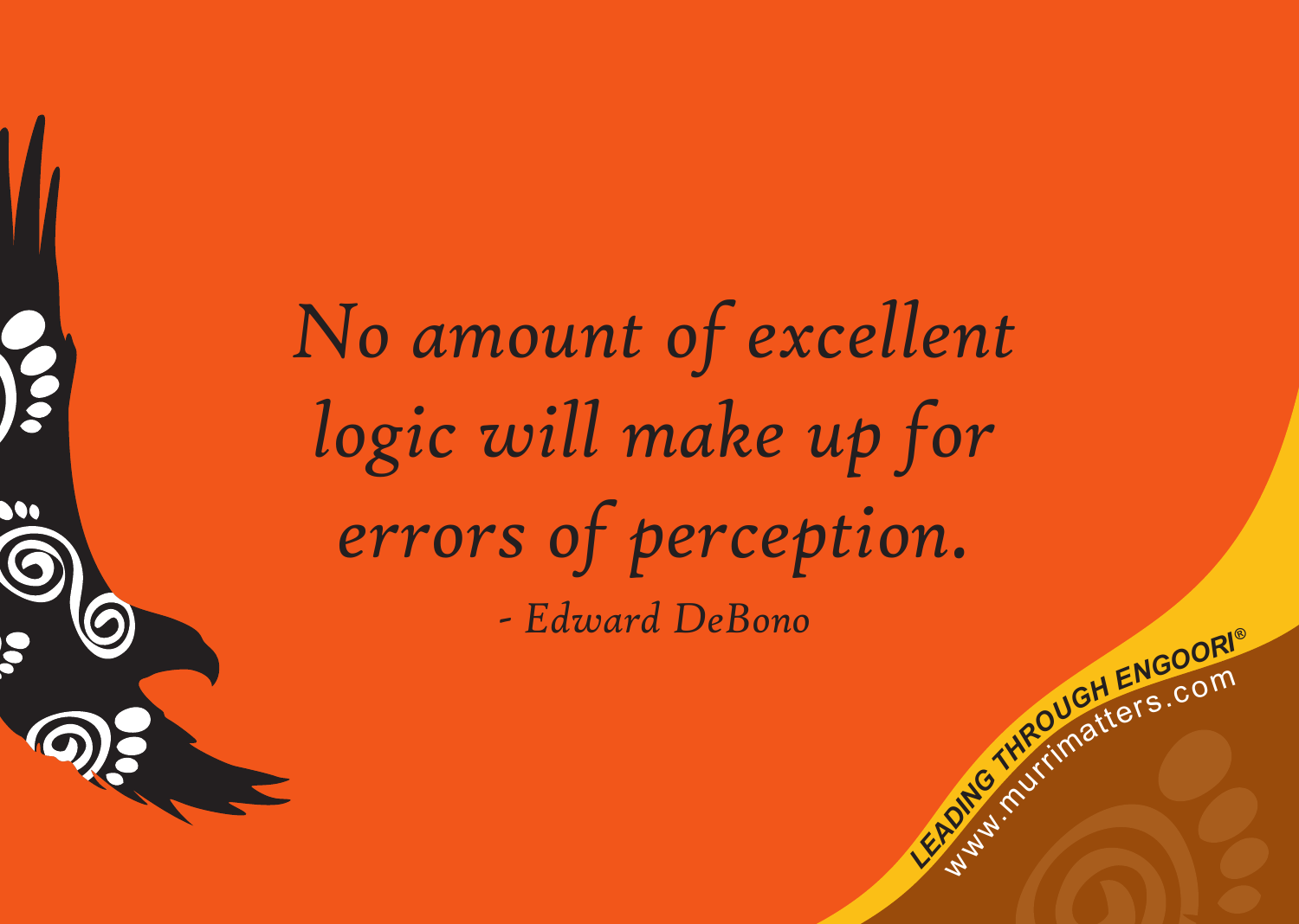*No amount of excellent logic will make up for errors of perception.*

*- Edward DeBono*

LEADING THROUGH ENGOORI®

www.murrimatters.com